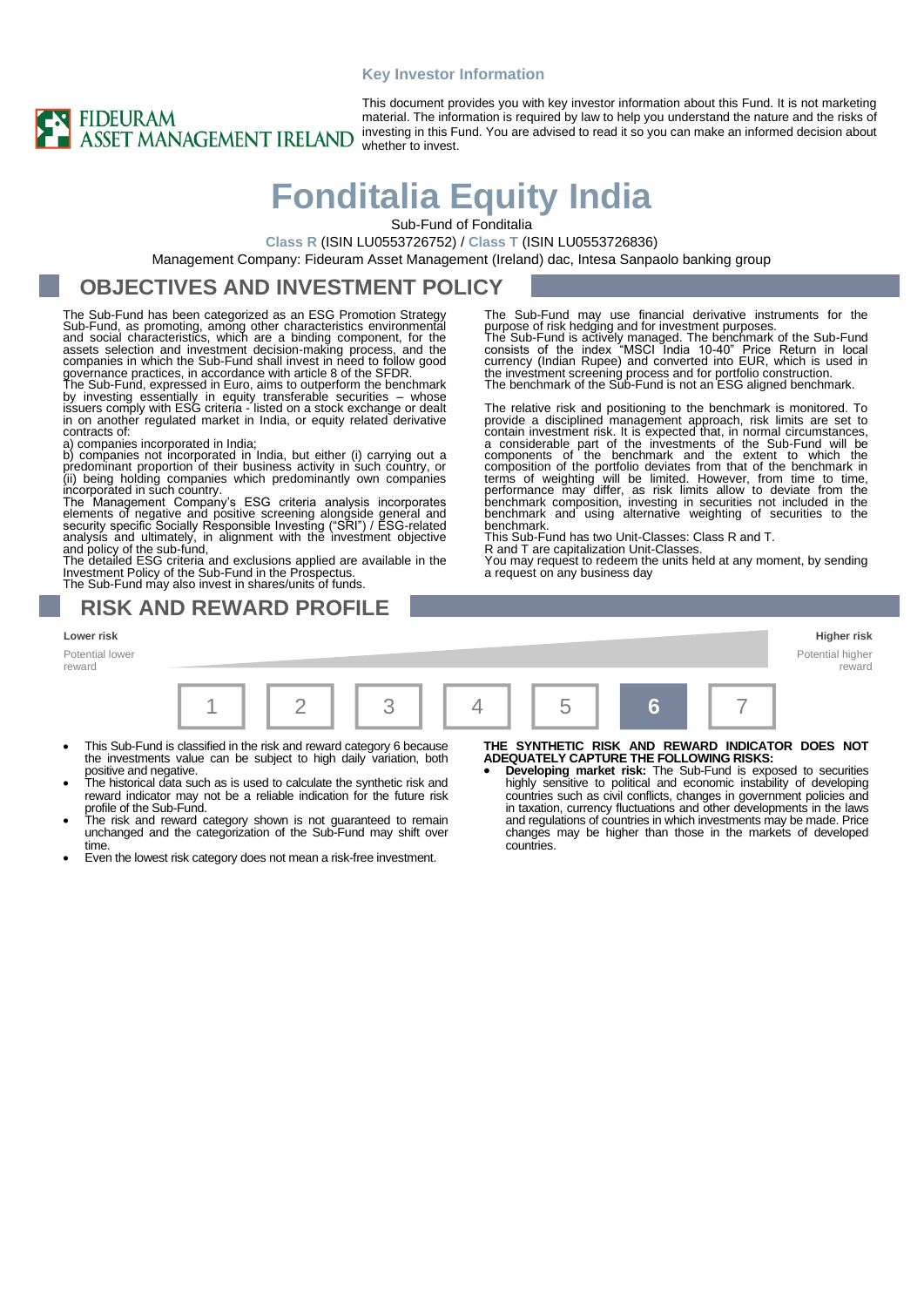Key Investor Information

FIDEURAM ASSET MANAGEMENT IRELAND

This document provides you with key investor information about this Fund. It is not marketing material. The information is required by law to help you understand the nature and the risks of investing in this Fund. You are advised to read it so you can make an informed decision about whether to invest.

# Fonditalia Equity India

Sub-Fund of Fonditalia

**Class R** (ISIN LU0553726752) / **Class T** (ISIN LU0553726836)

Management Company: Fideuram Asset Management (Ireland) dac, Intesa Sanpaolo banking group

## OBJECTIVES AND INVESTMENT POLICY

The Sub-Fund has been categorized as an ESG Promotion Strategy Sub-Fund, as promoting, among other characteristics environmental and social characteristics, which are a binding component, for the assets selection and investment decision-making process, and the companies in which the Sub-Fund shall invest in need to follow good governance practices, in accordance with article 8 of the SFDR.

The Sub-Fund, expressed in Euro, aims to outperform the benchmark by investing essentially in equity transferable securities – whose issuers comply with ESG criteria - listed on a stock exchange or dealt in on another regulated market in India, or equity related derivative contracts of:

a) companies incorporated in India;

b) companies not incorporated in India, but either (i) carrying out a predominant proportion of their business activity in such country, or (ii) being holding companies which predominantly own companies incorporated in such country.

The Management Company's ESG criteria analysis incorporates elements of negative and positive screening alongside general and security specific Socially Responsible Investing ("SRI") / ESG-related analysis and ultimately, in alignment with the investment objective and policy of the sub-fund,

The detailed ESG criteria and exclusions applied are available in the Investment Policy of the Sub-Fund in the Prospectus.

The Sub-Fund may also invest in shares/units of funds.

The Sub-Fund may use financial derivative instruments for the purpose of risk hedging and for investment purposes.

The Sub-Fund is actively managed. The benchmark of the Sub-Fund consists of the index "MSCI India 10-40" Price Return in local currency (Indian Rupee) and converted into EUR, which is used in the investment screening process and for portfolio construction.

The benchmark of the Sub-Fund is not an ESG aligned benchmark.

The relative risk and positioning to the benchmark is monitored. To provide a disciplined management approach, risk limits are set to contain investment risk. It is expected that, in normal circumstances, a considerable part of the investments of the Sub-Fund will be components of the benchmark and the extent to which the composition of the portfolio deviates from that of the benchmark in terms of weighting will be limited. However, from time to time, performance may differ, as risk limits allow to deviate from the benchmark composition, investing in securities not included in the benchmark and using alternative weighting of securities to the benchmark.

This Sub-Fund has two Unit-Classes: Class R and T.

R and T are capitalization Unit-Classes.

You may request to redeem the units held at any moment, by sending a request on any business day

## RISK AND REWARD PROFILE

| **Lower risk** Potential lower reward | | | | | | **Higher risk** Potential higher reward |
|---|---|---|---|---|---|---|
| 1 | 2 | 3 | 4 | 5 | **6** | 7 |

- This Sub-Fund is classified in the risk and reward category 6 because the investments value can be subject to high daily variation, both positive and negative.
- The historical data such as is used to calculate the synthetic risk and reward indicator may not be a reliable indication for the future risk profile of the Sub-Fund.
- The risk and reward category shown is not guaranteed to remain unchanged and the categorization of the Sub-Fund may shift over time.
- Even the lowest risk category does not mean a risk-free investment.

**THE SYNTHETIC RISK AND REWARD INDICATOR DOES NOT ADEQUATELY CAPTURE THE FOLLOWING RISKS:**

- **Developing market risk:** The Sub-Fund is exposed to securities highly sensitive to political and economic instability of developing countries such as civil conflicts, changes in government policies and in taxation, currency fluctuations and other developments in the laws and regulations of countries in which investments may be made. Price changes may be higher than those in the markets of developed countries.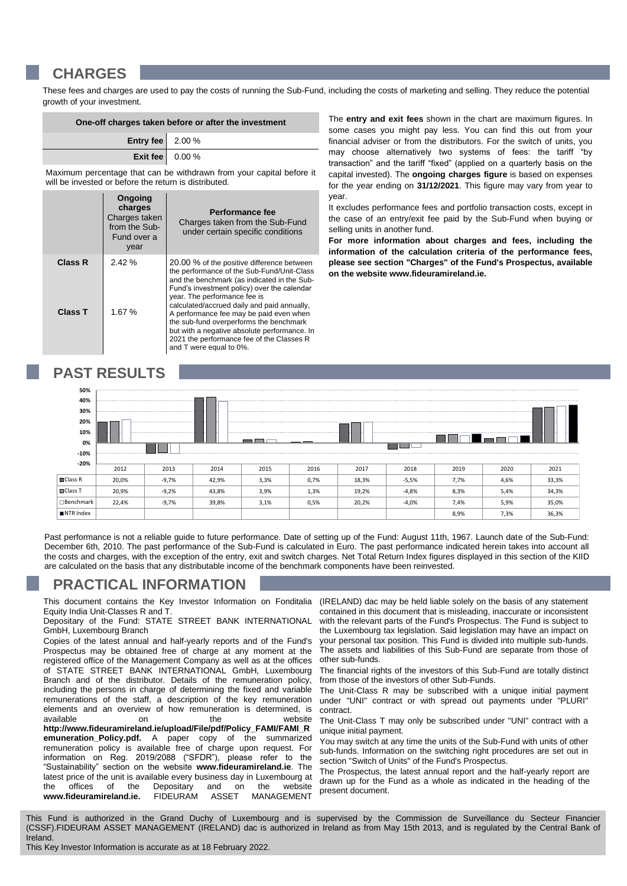## CHARGES

These fees and charges are used to pay the costs of running the Sub-Fund, including the costs of marketing and selling. They reduce the potential growth of your investment.

| One-off charges taken before or after the investment | |
|---|---|
| **Entry fee** | 2.00 % |
| **Exit fee** | 0.00 % |

Maximum percentage that can be withdrawn from your capital before it will be invested or before the return is distributed.

| | **Ongoing charges** Charges taken from the Sub-Fund over a year | **Performance fee** Charges taken from the Sub-Fund under certain specific conditions |
|---|---|---|
| **Class R** | 2.42 % | 20.00 % of the positive difference between the performance of the Sub-Fund/Unit-Class and the benchmark (as indicated in the Sub-Fund's investment policy) over the calendar year. The performance fee is calculated/accrued daily and paid annually. A performance fee may be paid even when the sub-fund overperforms the benchmark but with a negative absolute performance. In 2021 the performance fee of the Classes R and T were equal to 0%. |
| **Class T** | 1.67 % | |

The **entry and exit fees** shown in the chart are maximum figures. In some cases you might pay less. You can find this out from your financial adviser or from the distributors. For the switch of units, you may choose alternatively two systems of fees: the tariff "by transaction" and the tariff "fixed" (applied on a quarterly basis on the capital invested). The **ongoing charges figure** is based on expenses for the year ending on **31/12/2021**. This figure may vary from year to year.

It excludes performance fees and portfolio transaction costs, except in the case of an entry/exit fee paid by the Sub-Fund when buying or selling units in another fund.

**For more information about charges and fees, including the information of the calculation criteria of the performance fees, please see section "Charges" of the Fund's Prospectus, available on the website www.fideuramireland.ie.**

## PAST RESULTS

50%
40%
30%
20%
10%
0%
-10%
-20%

| | 2012 | 2013 | 2014 | 2015 | 2016 | 2017 | 2018 | 2019 | 2020 | 2021 |
|---|---|---|---|---|---|---|---|---|---|---|
| Class R | 20,0% | -9,7% | 42,9% | 3,3% | 0,7% | 18,3% | -5,5% | 7,7% | 4,6% | 33,3% |
| Class T | 20,9% | -9,2% | 43,8% | 3,9% | 1,3% | 19,2% | -4,8% | 8,3% | 5,4% | 34,3% |
| Benchmark | 22,4% | -9,7% | 39,8% | 3,1% | 0,5% | 20,2% | -4,0% | 7,4% | 5,9% | 35,0% |
| NTR Index | | | | | | | | 8,9% | 7,3% | 36,3% |

Past performance is not a reliable guide to future performance. Date of setting up of the Fund: August 11th, 1967. Launch date of the Sub-Fund: December 6th, 2010. The past performance of the Sub-Fund is calculated in Euro. The past performance indicated herein takes into account all the costs and charges, with the exception of the entry, exit and switch charges. Net Total Return Index figures displayed in this section of the KIID are calculated on the basis that any distributable income of the benchmark components have been reinvested.

## PRACTICAL INFORMATION

This document contains the Key Investor Information on Fonditalia Equity India Unit-Classes R and T.

Depositary of the Fund: STATE STREET BANK INTERNATIONAL GmbH, Luxembourg Branch

Copies of the latest annual and half-yearly reports and of the Fund's Prospectus may be obtained free of charge at any moment at the registered office of the Management Company as well as at the offices of STATE STREET BANK INTERNATIONAL GmbH, Luxembourg Branch and of the distributor. Details of the remuneration policy, including the persons in charge of determining the fixed and variable remunerations of the staff, a description of the key remuneration elements and an overview of how remuneration is determined, is available on the website **http://www.fideuramireland.ie/upload/File/pdf/Policy_FAMI/FAMI_Remuneration_Policy.pdf.** A paper copy of the summarized remuneration policy is available free of charge upon request. For information on Reg. 2019/2088 ("SFDR"), please refer to the "Sustainability" section on the website **www.fideuramireland.ie**. The latest price of the unit is available every business day in Luxembourg at the offices of the Depositary and on the website **www.fideuramireland.ie.** FIDEURAM ASSET MANAGEMENT (IRELAND) dac may be held liable solely on the basis of any statement contained in this document that is misleading, inaccurate or inconsistent with the relevant parts of the Fund's Prospectus. The Fund is subject to the Luxembourg tax legislation. Said legislation may have an impact on your personal tax position. This Fund is divided into multiple sub-funds. The assets and liabilities of this Sub-Fund are separate from those of other sub-funds.

The financial rights of the investors of this Sub-Fund are totally distinct from those of the investors of other Sub-Funds.

The Unit-Class R may be subscribed with a unique initial payment under "UNI" contract or with spread out payments under "PLURI" contract.

The Unit-Class T may only be subscribed under "UNI" contract with a unique initial payment.

You may switch at any time the units of the Sub-Fund with units of other sub-funds. Information on the switching right procedures are set out in section "Switch of Units" of the Fund's Prospectus.

The Prospectus, the latest annual report and the half-yearly report are drawn up for the Fund as a whole as indicated in the heading of the present document.

This Fund is authorized in the Grand Duchy of Luxembourg and is supervised by the Commission de Surveillance du Secteur Financier (CSSF).FIDEURAM ASSET MANAGEMENT (IRELAND) dac is authorized in Ireland as from May 15th 2013, and is regulated by the Central Bank of Ireland.

This Key Investor Information is accurate as at 18 February 2022.